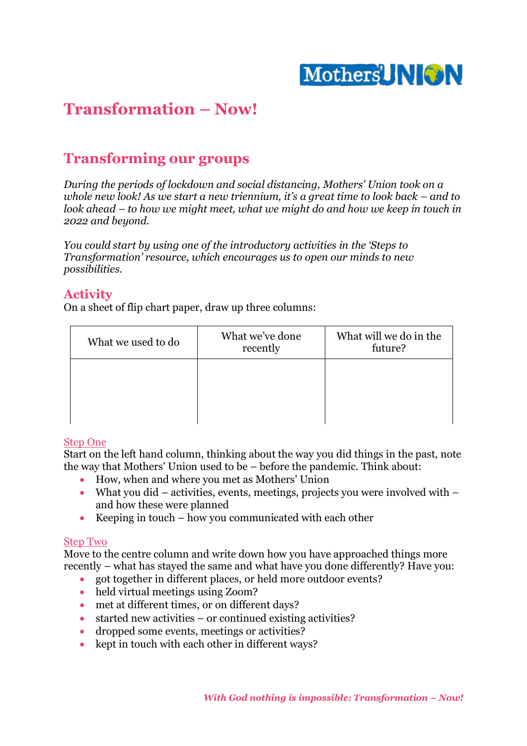# Transformation – Now!

## Transforming our groups

*During the periods of lockdown and social distancing, Mothers' Union took on a whole new look! As we start a new triennium, it's a great time to look back – and to look ahead – to how we might meet, what we might do and how we keep in touch in 2022 and beyond.*

*You could start by using one of the introductory activities in the 'Steps to Transformation' resource, which encourages us to open our minds to new possibilities.*

### Activity

On a sheet of flip chart paper, draw up three columns:

| What we used to do | What we've done recently | What will we do in the future? |
|---|---|---|
| | | |

Step One

Start on the left hand column, thinking about the way you did things in the past, note the way that Mothers' Union used to be – before the pandemic. Think about:

- How, when and where you met as Mothers' Union
- What you did – activities, events, meetings, projects you were involved with – and how these were planned
- Keeping in touch – how you communicated with each other

Step Two

Move to the centre column and write down how you have approached things more recently – what has stayed the same and what have you done differently? Have you:

- got together in different places, or held more outdoor events?
- held virtual meetings using Zoom?
- met at different times, or on different days?
- started new activities – or continued existing activities?
- dropped some events, meetings or activities?
- kept in touch with each other in different ways?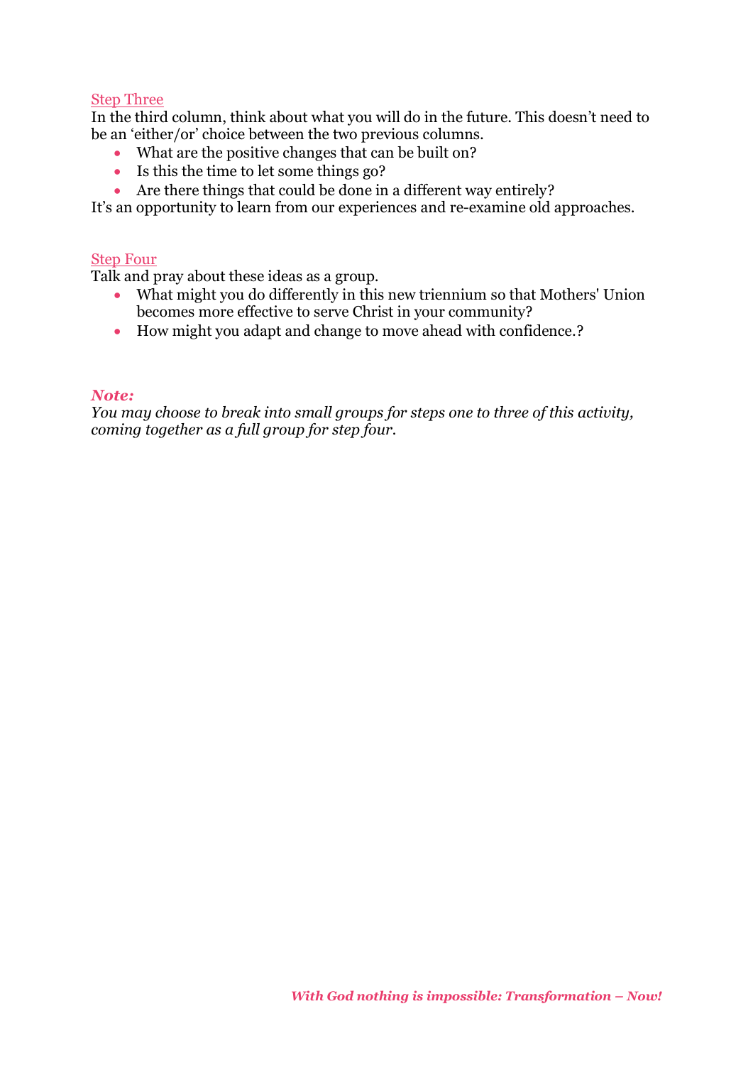### Step Three

In the third column, think about what you will do in the future. This doesn't need to be an 'either/or' choice between the two previous columns.

- What are the positive changes that can be built on?
- Is this the time to let some things go?
- Are there things that could be done in a different way entirely?

It's an opportunity to learn from our experiences and re-examine old approaches.

### Step Four

Talk and pray about these ideas as a group.

- What might you do differently in this new triennium so that Mothers' Union becomes more effective to serve Christ in your community?
- How might you adapt and change to move ahead with confidence.?

***Note:***

*You may choose to break into small groups for steps one to three of this activity, coming together as a full group for step four.*